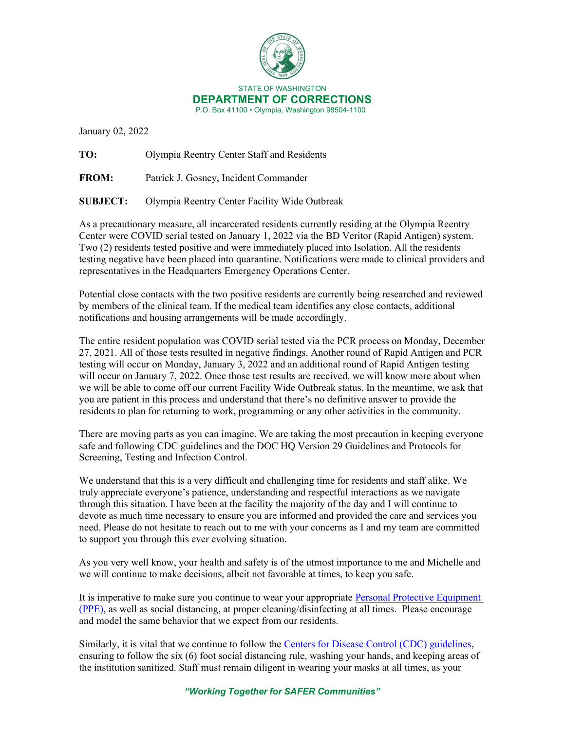STATE OF WASHINGTON
**DEPARTMENT OF CORRECTIONS**
P.O. Box 41100 • Olympia, Washington 98504-1100

January 02, 2022

**TO:** Olympia Reentry Center Staff and Residents

**FROM:** Patrick J. Gosney, Incident Commander

**SUBJECT:** Olympia Reentry Center Facility Wide Outbreak

As a precautionary measure, all incarcerated residents currently residing at the Olympia Reentry Center were COVID serial tested on January 1, 2022 via the BD Veritor (Rapid Antigen) system. Two (2) residents tested positive and were immediately placed into Isolation. All the residents testing negative have been placed into quarantine. Notifications were made to clinical providers and representatives in the Headquarters Emergency Operations Center.

Potential close contacts with the two positive residents are currently being researched and reviewed by members of the clinical team. If the medical team identifies any close contacts, additional notifications and housing arrangements will be made accordingly.

The entire resident population was COVID serial tested via the PCR process on Monday, December 27, 2021. All of those tests resulted in negative findings. Another round of Rapid Antigen and PCR testing will occur on Monday, January 3, 2022 and an additional round of Rapid Antigen testing will occur on January 7, 2022. Once those test results are received, we will know more about when we will be able to come off our current Facility Wide Outbreak status. In the meantime, we ask that you are patient in this process and understand that there's no definitive answer to provide the residents to plan for returning to work, programming or any other activities in the community.

There are moving parts as you can imagine. We are taking the most precaution in keeping everyone safe and following CDC guidelines and the DOC HQ Version 29 Guidelines and Protocols for Screening, Testing and Infection Control.

We understand that this is a very difficult and challenging time for residents and staff alike. We truly appreciate everyone's patience, understanding and respectful interactions as we navigate through this situation. I have been at the facility the majority of the day and I will continue to devote as much time necessary to ensure you are informed and provided the care and services you need. Please do not hesitate to reach out to me with your concerns as I and my team are committed to support you through this ever evolving situation.

As you very well know, your health and safety is of the utmost importance to me and Michelle and we will continue to make decisions, albeit not favorable at times, to keep you safe.

It is imperative to make sure you continue to wear your appropriate Personal Protective Equipment (PPE), as well as social distancing, at proper cleaning/disinfecting at all times. Please encourage and model the same behavior that we expect from our residents.

Similarly, it is vital that we continue to follow the Centers for Disease Control (CDC) guidelines, ensuring to follow the six (6) foot social distancing rule, washing your hands, and keeping areas of the institution sanitized. Staff must remain diligent in wearing your masks at all times, as your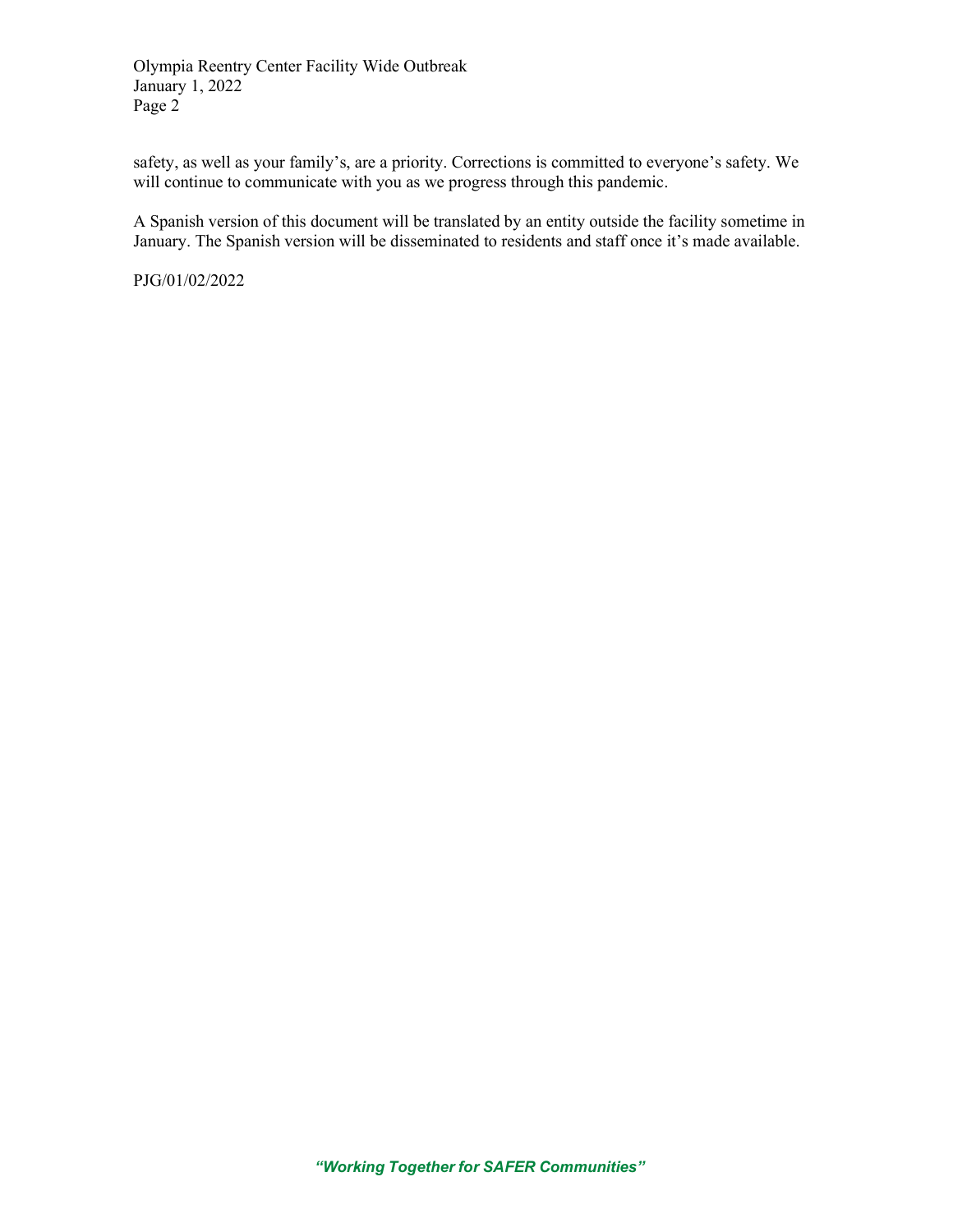safety, as well as your family's, are a priority. Corrections is committed to everyone's safety. We will continue to communicate with you as we progress through this pandemic.

A Spanish version of this document will be translated by an entity outside the facility sometime in January. The Spanish version will be disseminated to residents and staff once it's made available.

PJG/01/02/2022